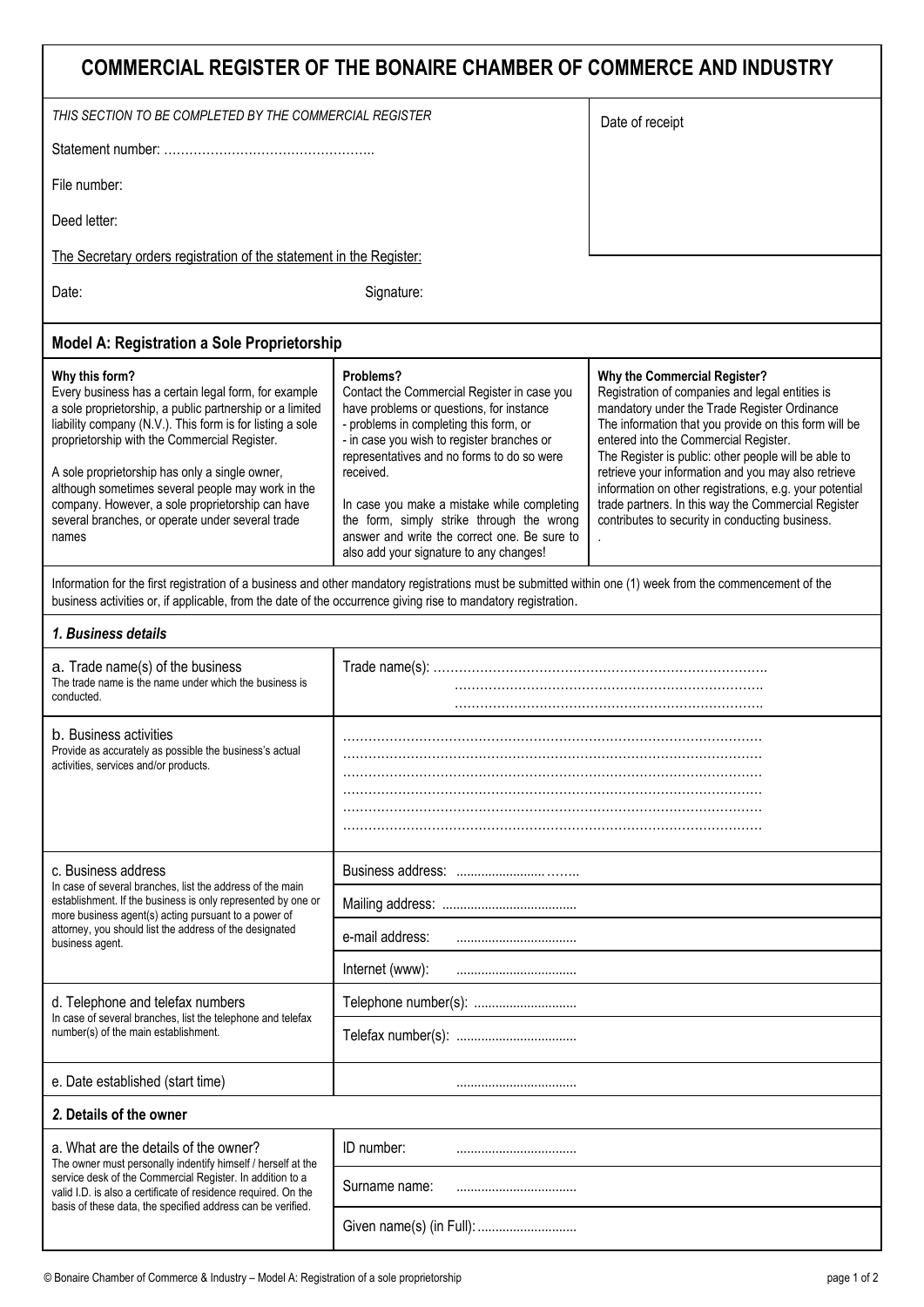# COMMERCIAL REGISTER OF THE BONAIRE CHAMBER OF COMMERCE AND INDUSTRY

*THIS SECTION TO BE COMPLETED BY THE COMMERCIAL REGISTER*

Date of receipt

Statement number: …………………………………………..

File number:

Deed letter:

The Secretary orders registration of the statement in the Register:

Date: Signature:

## Model A: Registration a Sole Proprietorship

**Why this form?**
Every business has a certain legal form, for example a sole proprietorship, a public partnership or a limited liability company (N.V.). This form is for listing a sole proprietorship with the Commercial Register.

A sole proprietorship has only a single owner, although sometimes several people may work in the company. However, a sole proprietorship can have several branches, or operate under several trade names

**Problems?**
Contact the Commercial Register in case you have problems or questions, for instance
- problems in completing this form, or
- in case you wish to register branches or representatives and no forms to do so were received.

In case you make a mistake while completing the form, simply strike through the wrong answer and write the correct one. Be sure to also add your signature to any changes!

**Why the Commercial Register?**
Registration of companies and legal entities is mandatory under the Trade Register Ordinance
The information that you provide on this form will be entered into the Commercial Register.
The Register is public: other people will be able to retrieve your information and you may also retrieve information on other registrations, e.g. your potential trade partners. In this way the Commercial Register contributes to security in conducting business.

Information for the first registration of a business and other mandatory registrations must be submitted within one (1) week from the commencement of the business activities or, if applicable, from the date of the occurrence giving rise to mandatory registration.

### *1. Business details*

| | |
|---|---|
| a. Trade name(s) of the business<br>The trade name is the name under which the business is conducted. | Trade name(s): ……………………………………………………………………<br>………………………………………………………………<br>……………………………………………………………… |
| b. Business activities<br>Provide as accurately as possible the business's actual activities, services and/or products. | ………………………………………………………………………………………<br>………………………………………………………………………………………<br>………………………………………………………………………………………<br>………………………………………………………………………………………<br>………………………………………………………………………………………<br>……………………………………………………………………………………… |
| c. Business address<br>In case of several branches, list the address of the main establishment. If the business is only represented by one or more business agent(s) acting pursuant to a power of attorney, you should list the address of the designated business agent. | Business address: .........................…….. |
| | Mailing address: ...................................... |
| | e-mail address: .................................. |
| | Internet (www): .................................. |
| d. Telephone and telefax numbers<br>In case of several branches, list the telephone and telefax number(s) of the main establishment. | Telephone number(s): ............................. |
| | Telefax number(s): .................................. |
| e. Date established (start time) | .................................. |

### *2.* Details of the owner

| | |
|---|---|
| a. What are the details of the owner?<br>The owner must personally indentify himself / herself at the service desk of the Commercial Register. In addition to a valid I.D. is also a certificate of residence required. On the basis of these data, the specified address can be verified. | ID number: .................................. |
| | Surname name: .................................. |
| | Given name(s) (in Full): ............................ |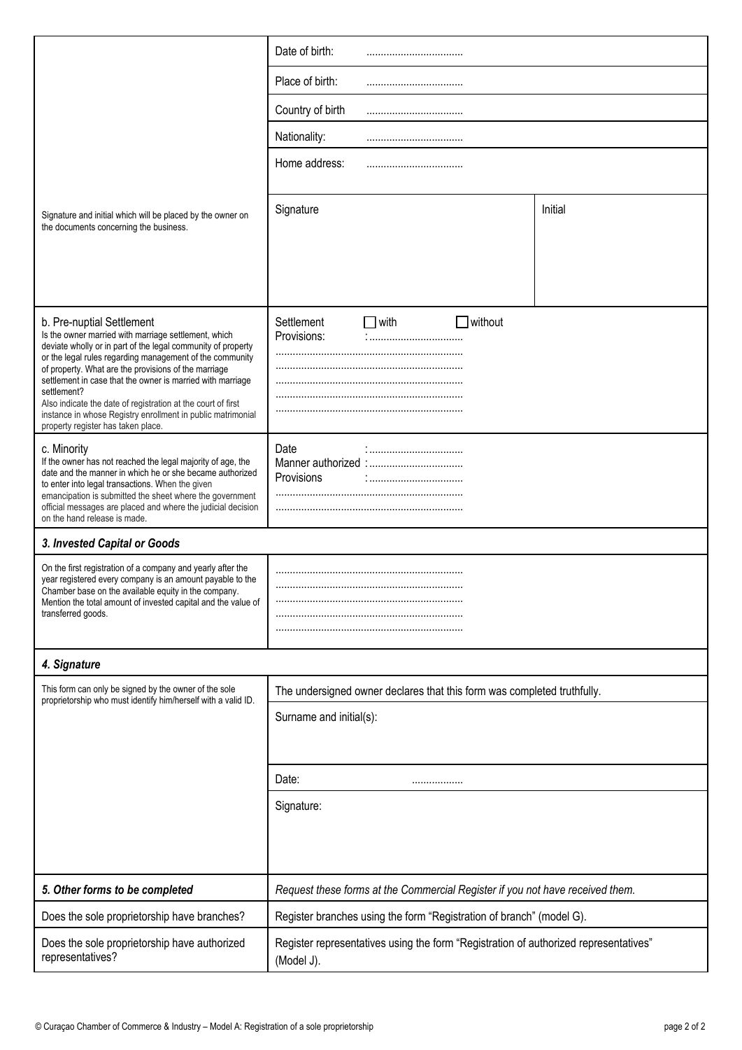| | | |
|---|---|---|
| | Date of birth: .................................. | |
| | Place of birth: .................................. | |
| | Country of birth .................................. | |
| | Nationality: .................................. | |
| | Home address: .................................. | |
| Signature and initial which will be placed by the owner on the documents concerning the business. | Signature | Initial |
| b. Pre-nuptial Settlement<br>Is the owner married with marriage settlement, which deviate wholly or in part of the legal community of property or the legal rules regarding management of the community of property. What are the provisions of the marriage settlement in case that the owner is married with marriage settlement?<br>Also indicate the date of registration at the court of first instance in whose Registry enrollment in public matrimonial property register has taken place. | Settlement ☐ with ☐ without<br>Provisions: :................................<br>.................................................................<br>.................................................................<br>.................................................................<br>.................................................................<br>................................................................. | |
| c. Minority<br>If the owner has not reached the legal majority of age, the date and the manner in which he or she became authorized to enter into legal transactions. When the given emancipation is submitted the sheet where the government official messages are placed and where the judicial decision on the hand release is made. | Date :................................<br>Manner authorized :................................<br>Provisions :................................<br>.................................................................<br>................................................................. | |

### *3. Invested Capital or Goods*

| | |
|---|---|
| On the first registration of a company and yearly after the year registered every company is an amount payable to the Chamber base on the available equity in the company. Mention the total amount of invested capital and the value of transferred goods. | .................................................................<br>.................................................................<br>.................................................................<br>.................................................................<br>................................................................. |

### *4. Signature*

| | |
|---|---|
| This form can only be signed by the owner of the sole proprietorship who must identify him/herself with a valid ID. | The undersigned owner declares that this form was completed truthfully. |
| | Surname and initial(s): |
| | Date: .................. |
| | Signature: |

| | |
|---|---|
| ***5. Other forms to be completed*** | *Request these forms at the Commercial Register if you not have received them.* |
| Does the sole proprietorship have branches? | Register branches using the form “Registration of branch” (model G). |
| Does the sole proprietorship have authorized representatives? | Register representatives using the form “Registration of authorized representatives” (Model J). |

© Curaçao Chamber of Commerce & Industry – Model A: Registration of a sole proprietorship